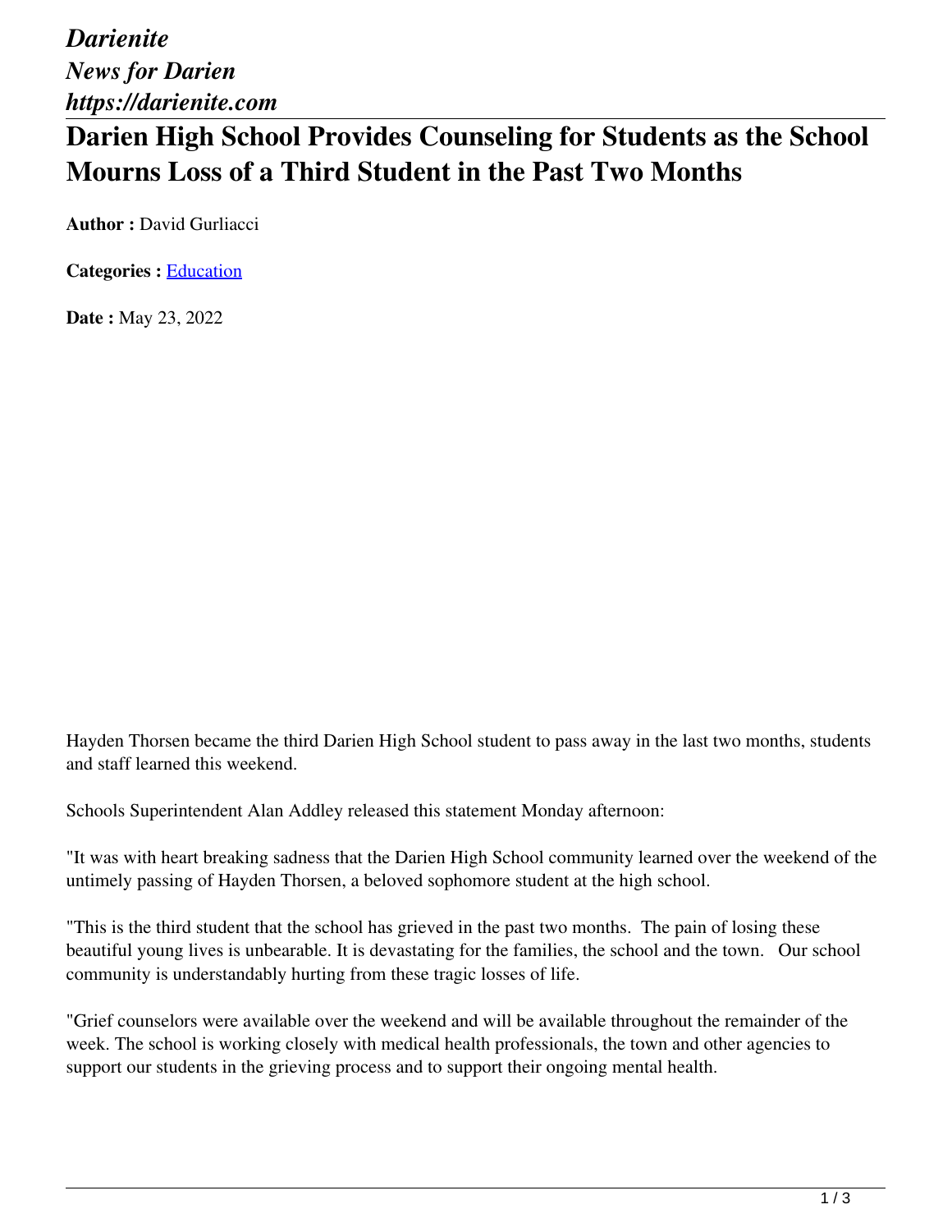*Darienite*
*News for Darien*
*https://darienite.com*

# Darien High School Provides Counseling for Students as the School Mourns Loss of a Third Student in the Past Two Months

**Author :** David Gurliacci

**Categories :** Education

**Date :** May 23, 2022

Hayden Thorsen became the third Darien High School student to pass away in the last two months, students and staff learned this weekend.

Schools Superintendent Alan Addley released this statement Monday afternoon:

"It was with heart breaking sadness that the Darien High School community learned over the weekend of the untimely passing of Hayden Thorsen, a beloved sophomore student at the high school.

"This is the third student that the school has grieved in the past two months. The pain of losing these beautiful young lives is unbearable. It is devastating for the families, the school and the town. Our school community is understandably hurting from these tragic losses of life.

"Grief counselors were available over the weekend and will be available throughout the remainder of the week. The school is working closely with medical health professionals, the town and other agencies to support our students in the grieving process and to support their ongoing mental health.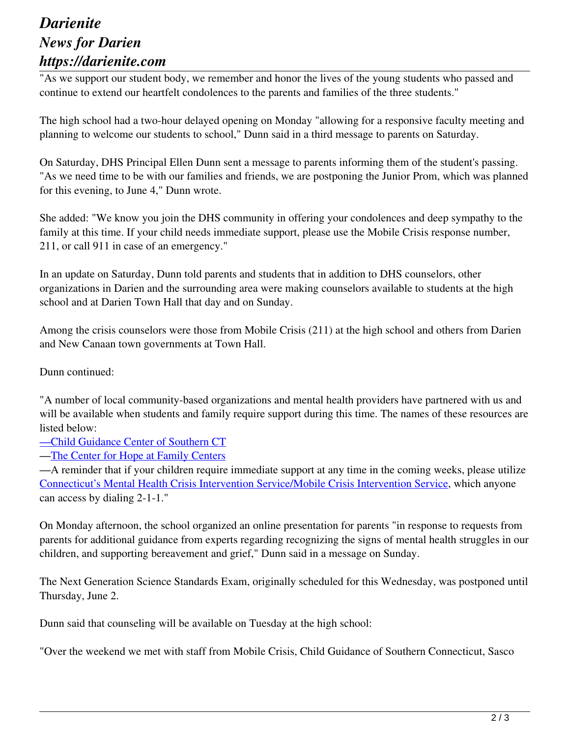"As we support our student body, we remember and honor the lives of the young students who passed and continue to extend our heartfelt condolences to the parents and families of the three students."

The high school had a two-hour delayed opening on Monday "allowing for a responsive faculty meeting and planning to welcome our students to school," Dunn said in a third message to parents on Saturday.

On Saturday, DHS Principal Ellen Dunn sent a message to parents informing them of the student's passing. "As we need time to be with our families and friends, we are postponing the Junior Prom, which was planned for this evening, to June 4," Dunn wrote.

She added: "We know you join the DHS community in offering your condolences and deep sympathy to the family at this time. If your child needs immediate support, please use the Mobile Crisis response number, 211, or call 911 in case of an emergency."

In an update on Saturday, Dunn told parents and students that in addition to DHS counselors, other organizations in Darien and the surrounding area were making counselors available to students at the high school and at Darien Town Hall that day and on Sunday.

Among the crisis counselors were those from Mobile Crisis (211) at the high school and others from Darien and New Canaan town governments at Town Hall.

Dunn continued:

"A number of local community-based organizations and mental health providers have partnered with us and will be available when students and family require support during this time. The names of these resources are listed below:
—Child Guidance Center of Southern CT
—The Center for Hope at Family Centers
—A reminder that if your children require immediate support at any time in the coming weeks, please utilize Connecticut's Mental Health Crisis Intervention Service/Mobile Crisis Intervention Service, which anyone can access by dialing 2-1-1."

On Monday afternoon, the school organized an online presentation for parents "in response to requests from parents for additional guidance from experts regarding recognizing the signs of mental health struggles in our children, and supporting bereavement and grief," Dunn said in a message on Sunday.

The Next Generation Science Standards Exam, originally scheduled for this Wednesday, was postponed until Thursday, June 2.

Dunn said that counseling will be available on Tuesday at the high school:

"Over the weekend we met with staff from Mobile Crisis, Child Guidance of Southern Connecticut, Sasco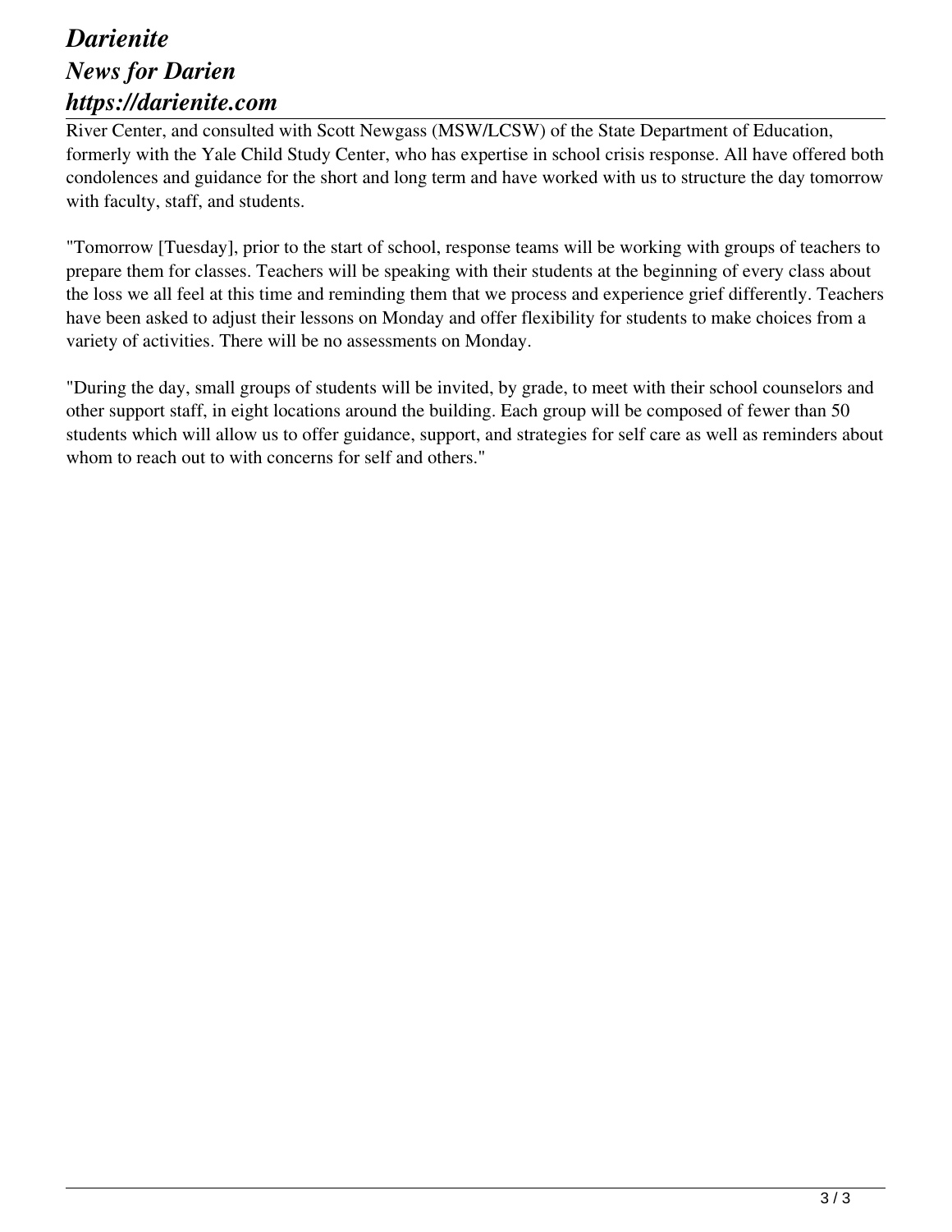River Center, and consulted with Scott Newgass (MSW/LCSW) of the State Department of Education, formerly with the Yale Child Study Center, who has expertise in school crisis response. All have offered both condolences and guidance for the short and long term and have worked with us to structure the day tomorrow with faculty, staff, and students.

"Tomorrow [Tuesday], prior to the start of school, response teams will be working with groups of teachers to prepare them for classes. Teachers will be speaking with their students at the beginning of every class about the loss we all feel at this time and reminding them that we process and experience grief differently. Teachers have been asked to adjust their lessons on Monday and offer flexibility for students to make choices from a variety of activities. There will be no assessments on Monday.

"During the day, small groups of students will be invited, by grade, to meet with their school counselors and other support staff, in eight locations around the building. Each group will be composed of fewer than 50 students which will allow us to offer guidance, support, and strategies for self care as well as reminders about whom to reach out to with concerns for self and others."